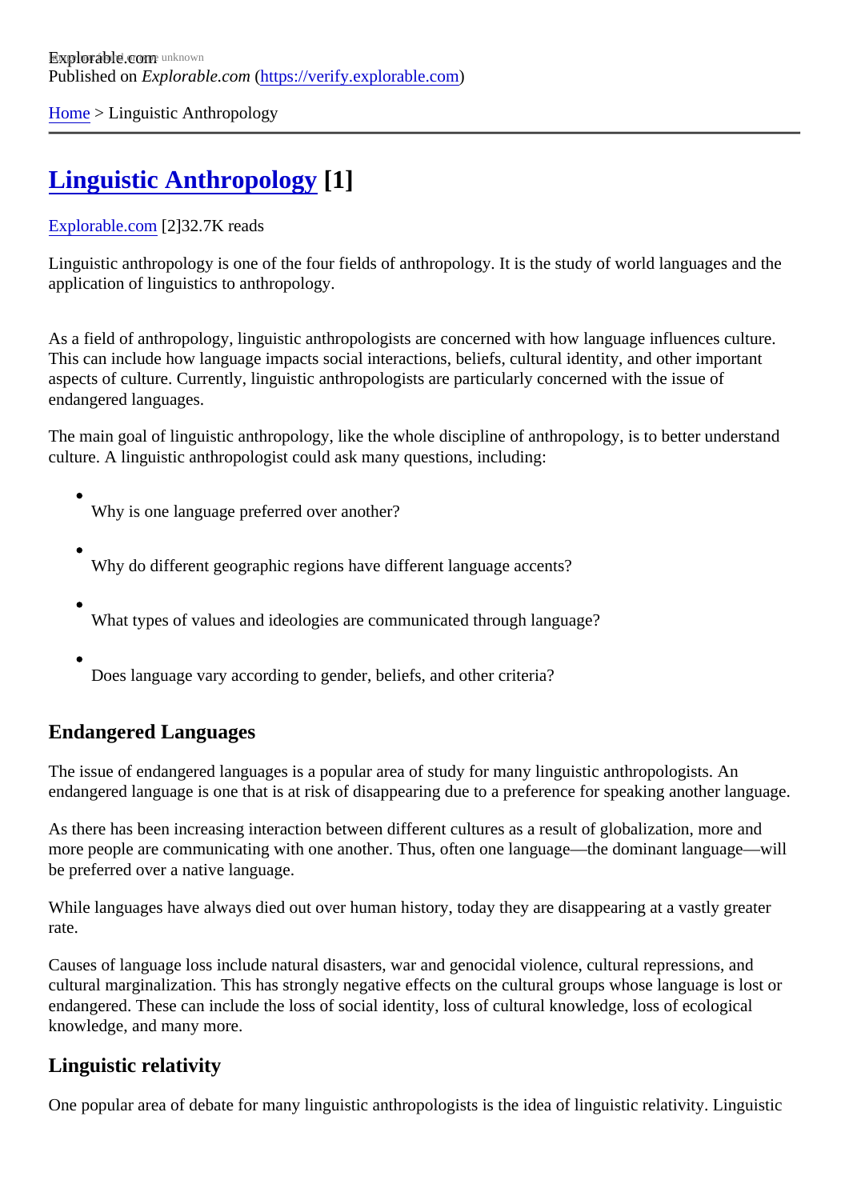Explorable.com
Published on *Explorable.com* (https://verify.explorable.com)

Home > Linguistic Anthropology

# Linguistic Anthropology [1]

Explorable.com [2]32.7K reads

Linguistic anthropology is one of the four fields of anthropology. It is the study of world languages and the application of linguistics to anthropology.

As a field of anthropology, linguistic anthropologists are concerned with how language influences culture. This can include how language impacts social interactions, beliefs, cultural identity, and other important aspects of culture. Currently, linguistic anthropologists are particularly concerned with the issue of endangered languages.

The main goal of linguistic anthropology, like the whole discipline of anthropology, is to better understand culture. A linguistic anthropologist could ask many questions, including:

- Why is one language preferred over another?
- Why do different geographic regions have different language accents?
- What types of values and ideologies are communicated through language?
- Does language vary according to gender, beliefs, and other criteria?

## Endangered Languages

The issue of endangered languages is a popular area of study for many linguistic anthropologists. An endangered language is one that is at risk of disappearing due to a preference for speaking another language.

As there has been increasing interaction between different cultures as a result of globalization, more and more people are communicating with one another. Thus, often one language—the dominant language—will be preferred over a native language.

While languages have always died out over human history, today they are disappearing at a vastly greater rate.

Causes of language loss include natural disasters, war and genocidal violence, cultural repressions, and cultural marginalization. This has strongly negative effects on the cultural groups whose language is lost or endangered. These can include the loss of social identity, loss of cultural knowledge, loss of ecological knowledge, and many more.

## Linguistic relativity

One popular area of debate for many linguistic anthropologists is the idea of linguistic relativity. Linguistic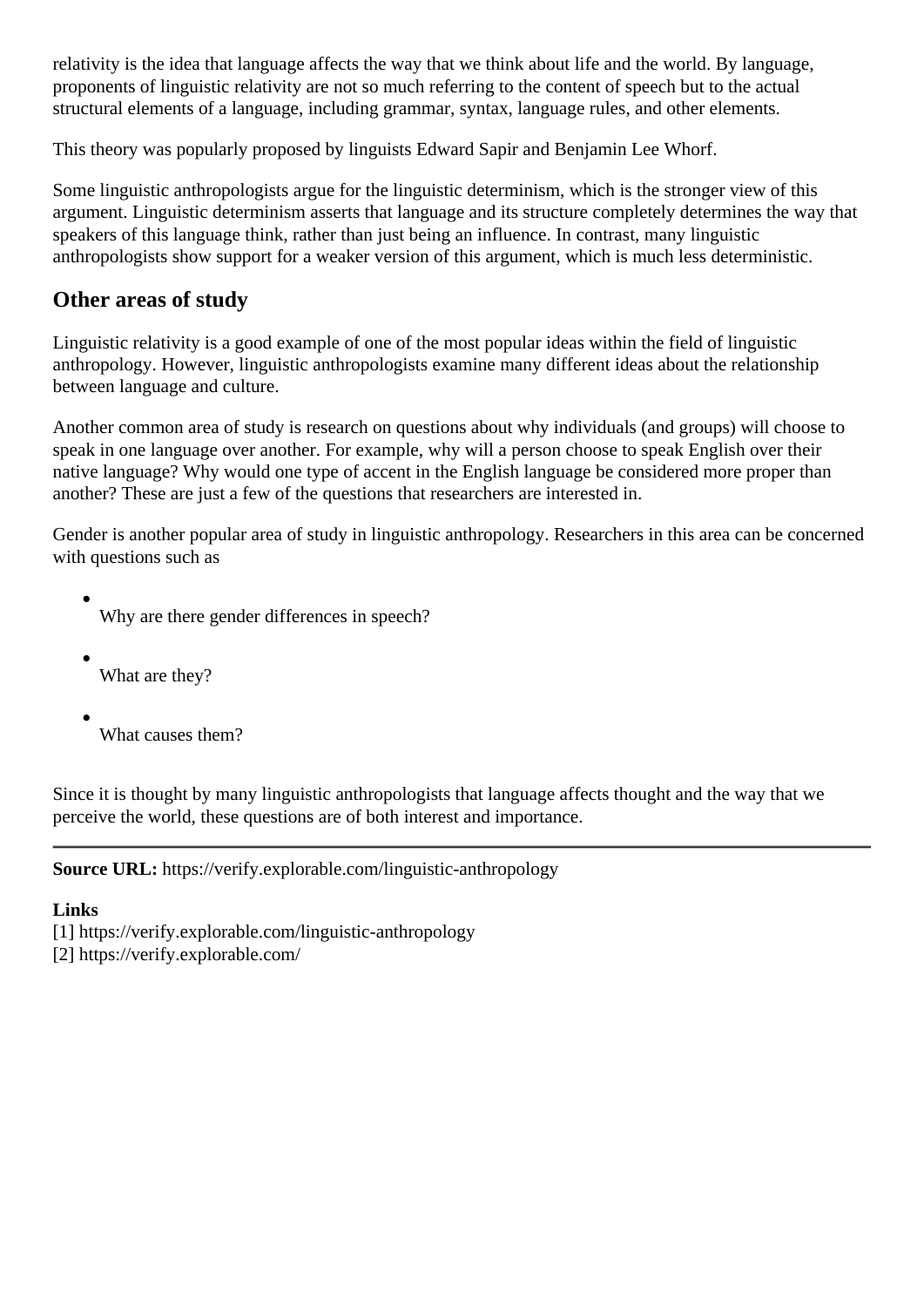relativity is the idea that language affects the way that we think about life and the world. By language, proponents of linguistic relativity are not so much referring to the content of speech but to the actual structural elements of a language, including grammar, syntax, language rules, and other elements.

This theory was popularly proposed by linguists Edward Sapir and Benjamin Lee Whorf.

Some linguistic anthropologists argue for the linguistic determinism, which is the stronger view of this argument. Linguistic determinism asserts that language and its structure completely determines the way that speakers of this language think, rather than just being an influence. In contrast, many linguistic anthropologists show support for a weaker version of this argument, which is much less deterministic.

## Other areas of study

Linguistic relativity is a good example of one of the most popular ideas within the field of linguistic anthropology. However, linguistic anthropologists examine many different ideas about the relationship between language and culture.

Another common area of study is research on questions about why individuals (and groups) will choose to speak in one language over another. For example, why will a person choose to speak English over their native language? Why would one type of accent in the English language be considered more proper than another? These are just a few of the questions that researchers are interested in.

Gender is another popular area of study in linguistic anthropology. Researchers in this area can be concerned with questions such as

- Why are there gender differences in speech?
- What are they?
- What causes them?

Since it is thought by many linguistic anthropologists that language affects thought and the way that we perceive the world, these questions are of both interest and importance.

---

**Source URL:** https://verify.explorable.com/linguistic-anthropology

**Links**
[1] https://verify.explorable.com/linguistic-anthropology
[2] https://verify.explorable.com/